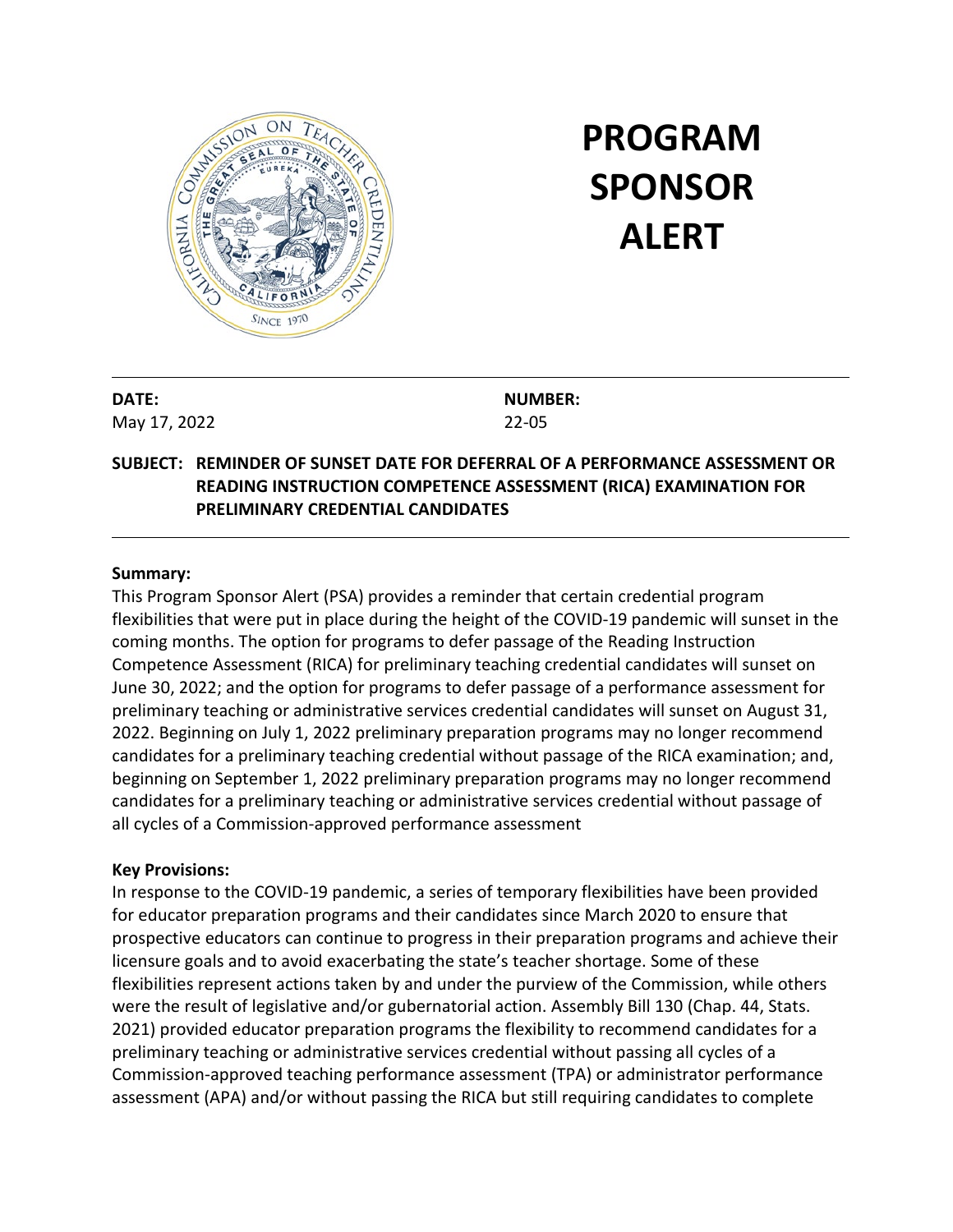# PROGRAM SPONSOR ALERT

**DATE:**
May 17, 2022

**NUMBER:**
22-05

**SUBJECT: REMINDER OF SUNSET DATE FOR DEFERRAL OF A PERFORMANCE ASSESSMENT OR READING INSTRUCTION COMPETENCE ASSESSMENT (RICA) EXAMINATION FOR PRELIMINARY CREDENTIAL CANDIDATES**

---

**Summary:**

This Program Sponsor Alert (PSA) provides a reminder that certain credential program flexibilities that were put in place during the height of the COVID-19 pandemic will sunset in the coming months. The option for programs to defer passage of the Reading Instruction Competence Assessment (RICA) for preliminary teaching credential candidates will sunset on June 30, 2022; and the option for programs to defer passage of a performance assessment for preliminary teaching or administrative services credential candidates will sunset on August 31, 2022. Beginning on July 1, 2022 preliminary preparation programs may no longer recommend candidates for a preliminary teaching credential without passage of the RICA examination; and, beginning on September 1, 2022 preliminary preparation programs may no longer recommend candidates for a preliminary teaching or administrative services credential without passage of all cycles of a Commission-approved performance assessment

**Key Provisions:**

In response to the COVID-19 pandemic, a series of temporary flexibilities have been provided for educator preparation programs and their candidates since March 2020 to ensure that prospective educators can continue to progress in their preparation programs and achieve their licensure goals and to avoid exacerbating the state's teacher shortage. Some of these flexibilities represent actions taken by and under the purview of the Commission, while others were the result of legislative and/or gubernatorial action. Assembly Bill 130 (Chap. 44, Stats. 2021) provided educator preparation programs the flexibility to recommend candidates for a preliminary teaching or administrative services credential without passing all cycles of a Commission-approved teaching performance assessment (TPA) or administrator performance assessment (APA) and/or without passing the RICA but still requiring candidates to complete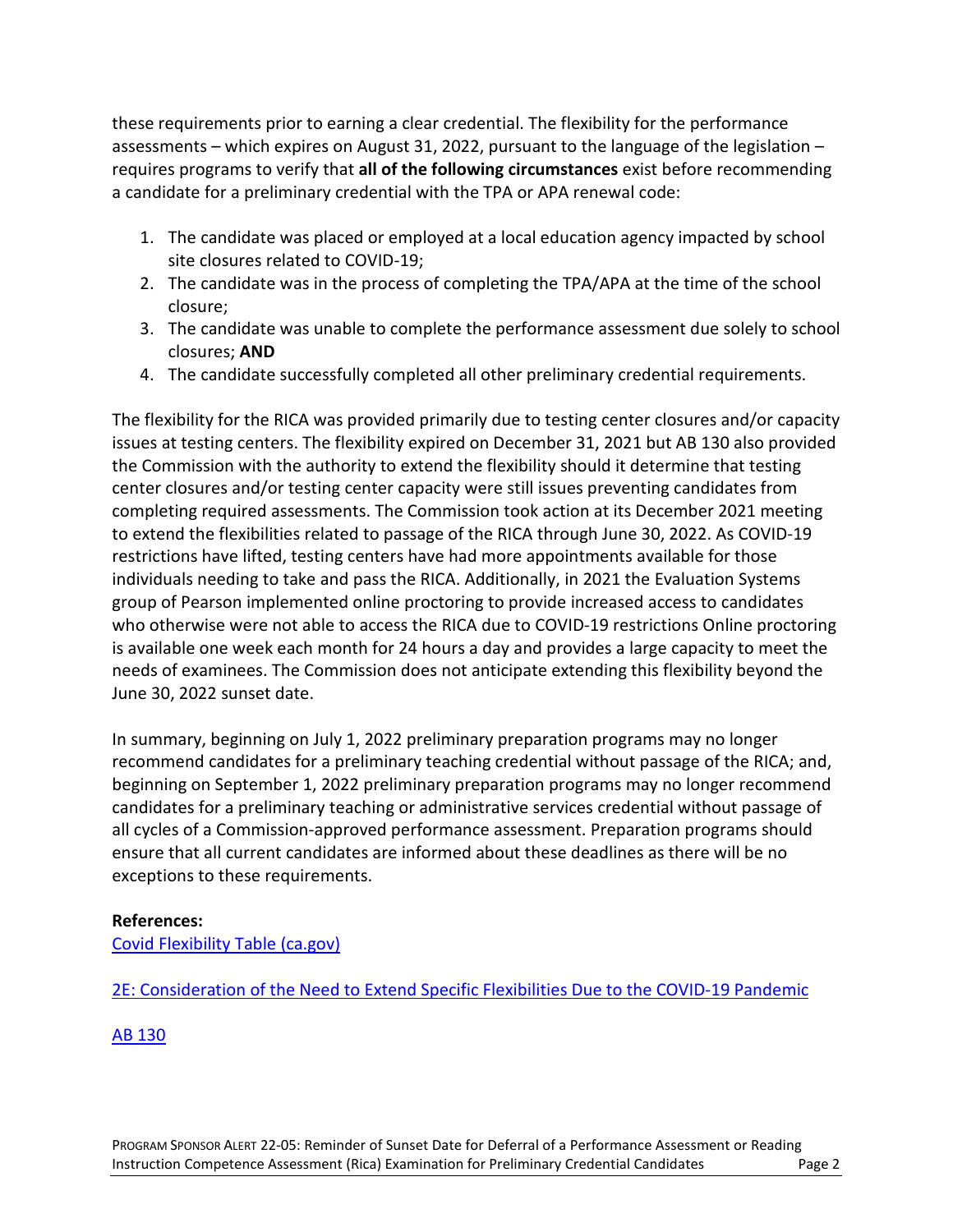these requirements prior to earning a clear credential. The flexibility for the performance assessments – which expires on August 31, 2022, pursuant to the language of the legislation – requires programs to verify that **all of the following circumstances** exist before recommending a candidate for a preliminary credential with the TPA or APA renewal code:

1. The candidate was placed or employed at a local education agency impacted by school site closures related to COVID-19;
2. The candidate was in the process of completing the TPA/APA at the time of the school closure;
3. The candidate was unable to complete the performance assessment due solely to school closures; **AND**
4. The candidate successfully completed all other preliminary credential requirements.

The flexibility for the RICA was provided primarily due to testing center closures and/or capacity issues at testing centers. The flexibility expired on December 31, 2021 but AB 130 also provided the Commission with the authority to extend the flexibility should it determine that testing center closures and/or testing center capacity were still issues preventing candidates from completing required assessments. The Commission took action at its December 2021 meeting to extend the flexibilities related to passage of the RICA through June 30, 2022. As COVID-19 restrictions have lifted, testing centers have had more appointments available for those individuals needing to take and pass the RICA. Additionally, in 2021 the Evaluation Systems group of Pearson implemented online proctoring to provide increased access to candidates who otherwise were not able to access the RICA due to COVID-19 restrictions Online proctoring is available one week each month for 24 hours a day and provides a large capacity to meet the needs of examinees. The Commission does not anticipate extending this flexibility beyond the June 30, 2022 sunset date.

In summary, beginning on July 1, 2022 preliminary preparation programs may no longer recommend candidates for a preliminary teaching credential without passage of the RICA; and, beginning on September 1, 2022 preliminary preparation programs may no longer recommend candidates for a preliminary teaching or administrative services credential without passage of all cycles of a Commission-approved performance assessment. Preparation programs should ensure that all current candidates are informed about these deadlines as there will be no exceptions to these requirements.

**References:**

Covid Flexibility Table (ca.gov)

2E: Consideration of the Need to Extend Specific Flexibilities Due to the COVID-19 Pandemic

AB 130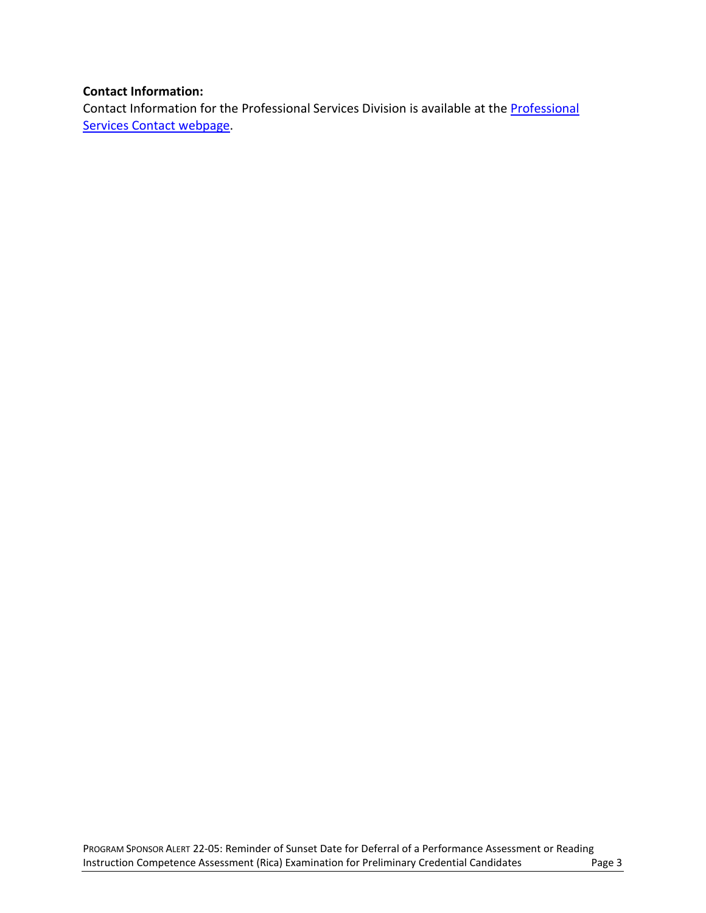**Contact Information:**
Contact Information for the Professional Services Division is available at the Professional Services Contact webpage.